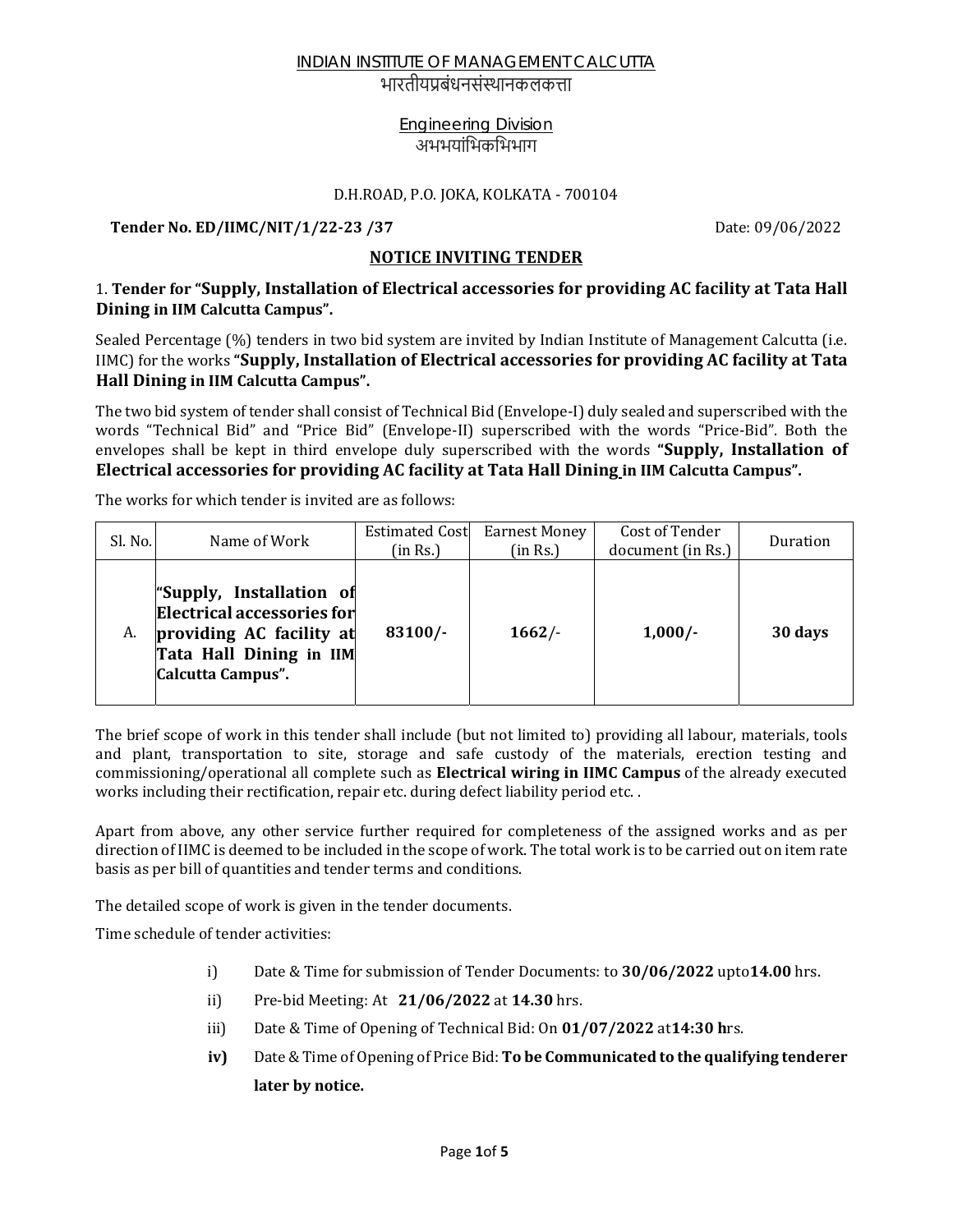INDIAN INSTITUTE OF MANAGEMENT CALCUTTA
भारतीयप्रबंधनसंस्थानकलकत्ता

Engineering Division
अभभयांभिकभिभाग

D.H.ROAD, P.O. JOKA, KOLKATA - 700104

**Tender No. ED/IIMC/NIT/1/22-23 /37** Date: 09/06/2022

## NOTICE INVITING TENDER

1. **Tender for "Supply, Installation of Electrical accessories for providing AC facility at Tata Hall Dining in IIM Calcutta Campus".**

Sealed Percentage (%) tenders in two bid system are invited by Indian Institute of Management Calcutta (i.e. IIMC) for the works **"Supply, Installation of Electrical accessories for providing AC facility at Tata Hall Dining in IIM Calcutta Campus".**

The two bid system of tender shall consist of Technical Bid (Envelope-I) duly sealed and superscribed with the words "Technical Bid" and "Price Bid" (Envelope-II) superscribed with the words "Price-Bid". Both the envelopes shall be kept in third envelope duly superscribed with the words **"Supply, Installation of Electrical accessories for providing AC facility at Tata Hall Dining in IIM Calcutta Campus".**

The works for which tender is invited are as follows:

| Sl. No. | Name of Work | Estimated Cost (in Rs.) | Earnest Money (in Rs.) | Cost of Tender document (in Rs.) | Duration |
|---|---|---|---|---|---|
| A. | **"Supply, Installation of Electrical accessories for providing AC facility at Tata Hall Dining in IIM Calcutta Campus".** | **83100/-** | **1662/-** | **1,000/-** | **30 days** |

The brief scope of work in this tender shall include (but not limited to) providing all labour, materials, tools and plant, transportation to site, storage and safe custody of the materials, erection testing and commissioning/operational all complete such as **Electrical wiring in IIMC Campus** of the already executed works including their rectification, repair etc. during defect liability period etc. .

Apart from above, any other service further required for completeness of the assigned works and as per direction of IIMC is deemed to be included in the scope of work. The total work is to be carried out on item rate basis as per bill of quantities and tender terms and conditions.

The detailed scope of work is given in the tender documents.

Time schedule of tender activities:

i) Date & Time for submission of Tender Documents: to **30/06/2022** upto**14.00** hrs.

ii) Pre-bid Meeting: At **21/06/2022** at **14.30** hrs.

iii) Date & Time of Opening of Technical Bid: On **01/07/2022** at**14:30 h**rs.

**iv)** Date & Time of Opening of Price Bid: **To be Communicated to the qualifying tenderer later by notice.**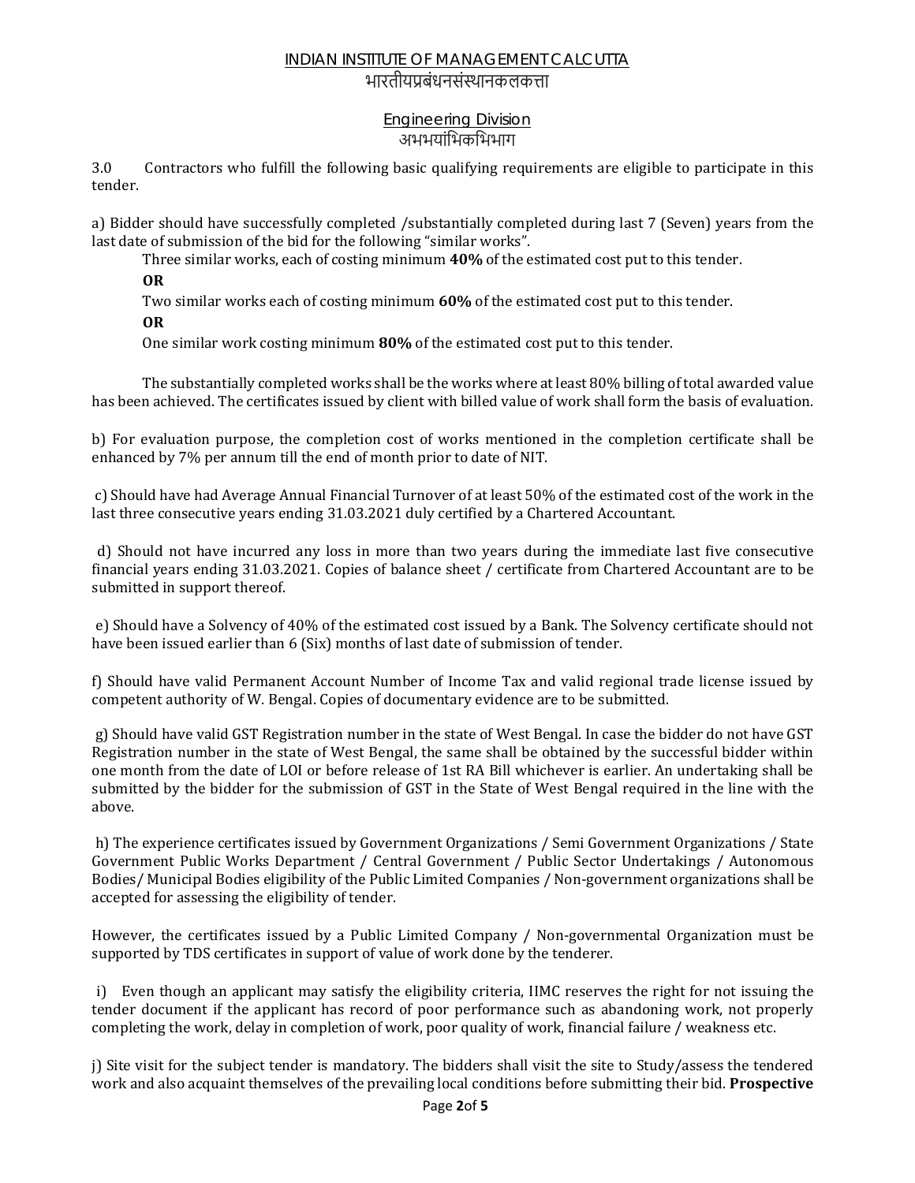INDIAN INSTITUTE OF MANAGEMENT CALCUTTA

भारतीयप्रबंधनसंस्थानकलकत्ता

Engineering Division

अभभयांभिकभिभाग

3.0 Contractors who fulfill the following basic qualifying requirements are eligible to participate in this tender.

a) Bidder should have successfully completed /substantially completed during last 7 (Seven) years from the last date of submission of the bid for the following "similar works".

Three similar works, each of costing minimum **40%** of the estimated cost put to this tender.

**OR**

Two similar works each of costing minimum **60%** of the estimated cost put to this tender.

**OR**

One similar work costing minimum **80%** of the estimated cost put to this tender.

The substantially completed works shall be the works where at least 80% billing of total awarded value has been achieved. The certificates issued by client with billed value of work shall form the basis of evaluation.

b) For evaluation purpose, the completion cost of works mentioned in the completion certificate shall be enhanced by 7% per annum till the end of month prior to date of NIT.

c) Should have had Average Annual Financial Turnover of at least 50% of the estimated cost of the work in the last three consecutive years ending 31.03.2021 duly certified by a Chartered Accountant.

d) Should not have incurred any loss in more than two years during the immediate last five consecutive financial years ending 31.03.2021. Copies of balance sheet / certificate from Chartered Accountant are to be submitted in support thereof.

e) Should have a Solvency of 40% of the estimated cost issued by a Bank. The Solvency certificate should not have been issued earlier than 6 (Six) months of last date of submission of tender.

f) Should have valid Permanent Account Number of Income Tax and valid regional trade license issued by competent authority of W. Bengal. Copies of documentary evidence are to be submitted.

g) Should have valid GST Registration number in the state of West Bengal. In case the bidder do not have GST Registration number in the state of West Bengal, the same shall be obtained by the successful bidder within one month from the date of LOI or before release of 1st RA Bill whichever is earlier. An undertaking shall be submitted by the bidder for the submission of GST in the State of West Bengal required in the line with the above.

h) The experience certificates issued by Government Organizations / Semi Government Organizations / State Government Public Works Department / Central Government / Public Sector Undertakings / Autonomous Bodies/ Municipal Bodies eligibility of the Public Limited Companies / Non-government organizations shall be accepted for assessing the eligibility of tender.

However, the certificates issued by a Public Limited Company / Non-governmental Organization must be supported by TDS certificates in support of value of work done by the tenderer.

i) Even though an applicant may satisfy the eligibility criteria, IIMC reserves the right for not issuing the tender document if the applicant has record of poor performance such as abandoning work, not properly completing the work, delay in completion of work, poor quality of work, financial failure / weakness etc.

j) Site visit for the subject tender is mandatory. The bidders shall visit the site to Study/assess the tendered work and also acquaint themselves of the prevailing local conditions before submitting their bid. **Prospective**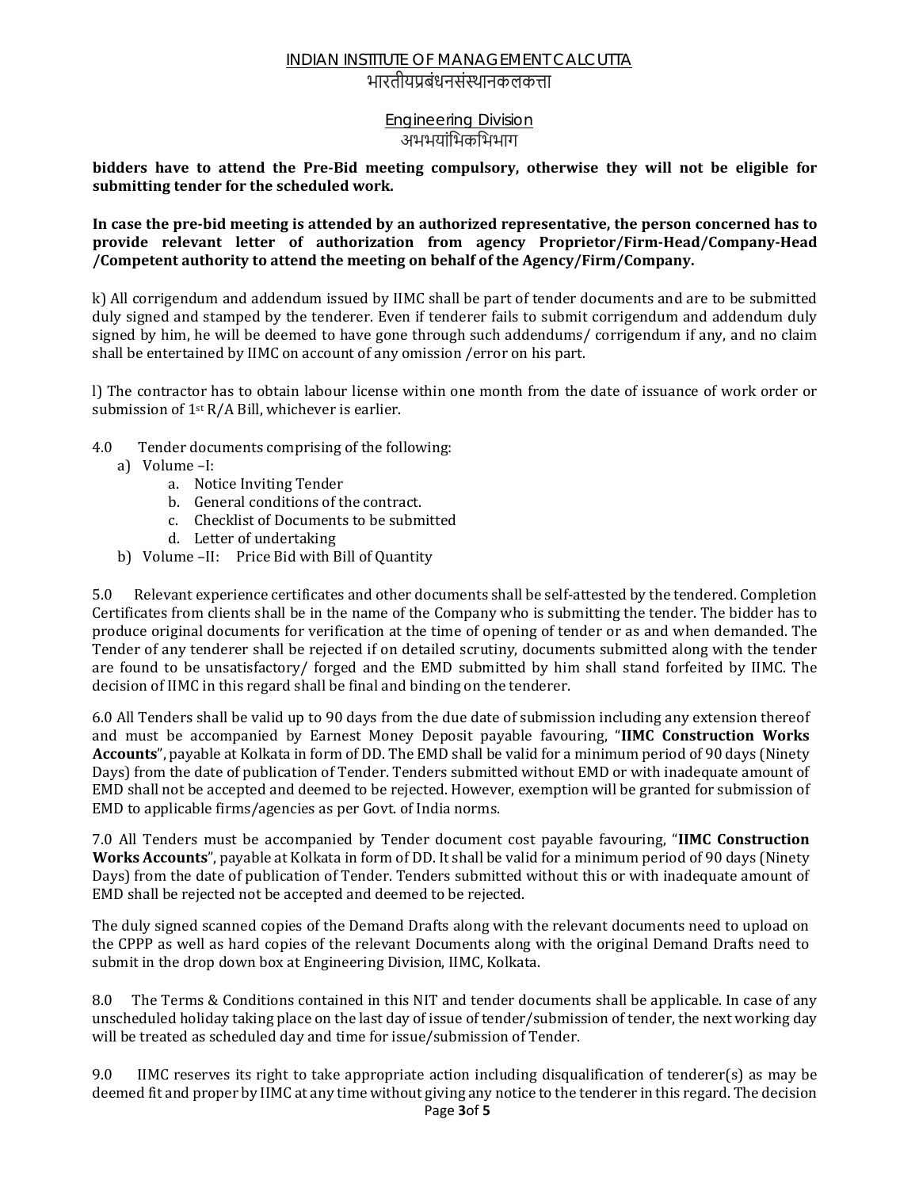**bidders have to attend the Pre-Bid meeting compulsory, otherwise they will not be eligible for submitting tender for the scheduled work.**

**In case the pre-bid meeting is attended by an authorized representative, the person concerned has to provide relevant letter of authorization from agency Proprietor/Firm-Head/Company-Head /Competent authority to attend the meeting on behalf of the Agency/Firm/Company.**

k) All corrigendum and addendum issued by IIMC shall be part of tender documents and are to be submitted duly signed and stamped by the tenderer. Even if tenderer fails to submit corrigendum and addendum duly signed by him, he will be deemed to have gone through such addendums/ corrigendum if any, and no claim shall be entertained by IIMC on account of any omission /error on his part.

l) The contractor has to obtain labour license within one month from the date of issuance of work order or submission of 1st R/A Bill, whichever is earlier.

4.0 Tender documents comprising of the following:

- a) Volume –I:
  - a. Notice Inviting Tender
  - b. General conditions of the contract.
  - c. Checklist of Documents to be submitted
  - d. Letter of undertaking
- b) Volume –II: Price Bid with Bill of Quantity

5.0 Relevant experience certificates and other documents shall be self-attested by the tendered. Completion Certificates from clients shall be in the name of the Company who is submitting the tender. The bidder has to produce original documents for verification at the time of opening of tender or as and when demanded. The Tender of any tenderer shall be rejected if on detailed scrutiny, documents submitted along with the tender are found to be unsatisfactory/ forged and the EMD submitted by him shall stand forfeited by IIMC. The decision of IIMC in this regard shall be final and binding on the tenderer.

6.0 All Tenders shall be valid up to 90 days from the due date of submission including any extension thereof and must be accompanied by Earnest Money Deposit payable favouring, "**IIMC Construction Works Accounts**", payable at Kolkata in form of DD. The EMD shall be valid for a minimum period of 90 days (Ninety Days) from the date of publication of Tender. Tenders submitted without EMD or with inadequate amount of EMD shall not be accepted and deemed to be rejected. However, exemption will be granted for submission of EMD to applicable firms/agencies as per Govt. of India norms.

7.0 All Tenders must be accompanied by Tender document cost payable favouring, "**IIMC Construction Works Accounts**", payable at Kolkata in form of DD. It shall be valid for a minimum period of 90 days (Ninety Days) from the date of publication of Tender. Tenders submitted without this or with inadequate amount of EMD shall be rejected not be accepted and deemed to be rejected.

The duly signed scanned copies of the Demand Drafts along with the relevant documents need to upload on the CPPP as well as hard copies of the relevant Documents along with the original Demand Drafts need to submit in the drop down box at Engineering Division, IIMC, Kolkata.

8.0 The Terms & Conditions contained in this NIT and tender documents shall be applicable. In case of any unscheduled holiday taking place on the last day of issue of tender/submission of tender, the next working day will be treated as scheduled day and time for issue/submission of Tender.

9.0 IIMC reserves its right to take appropriate action including disqualification of tenderer(s) as may be deemed fit and proper by IIMC at any time without giving any notice to the tenderer in this regard. The decision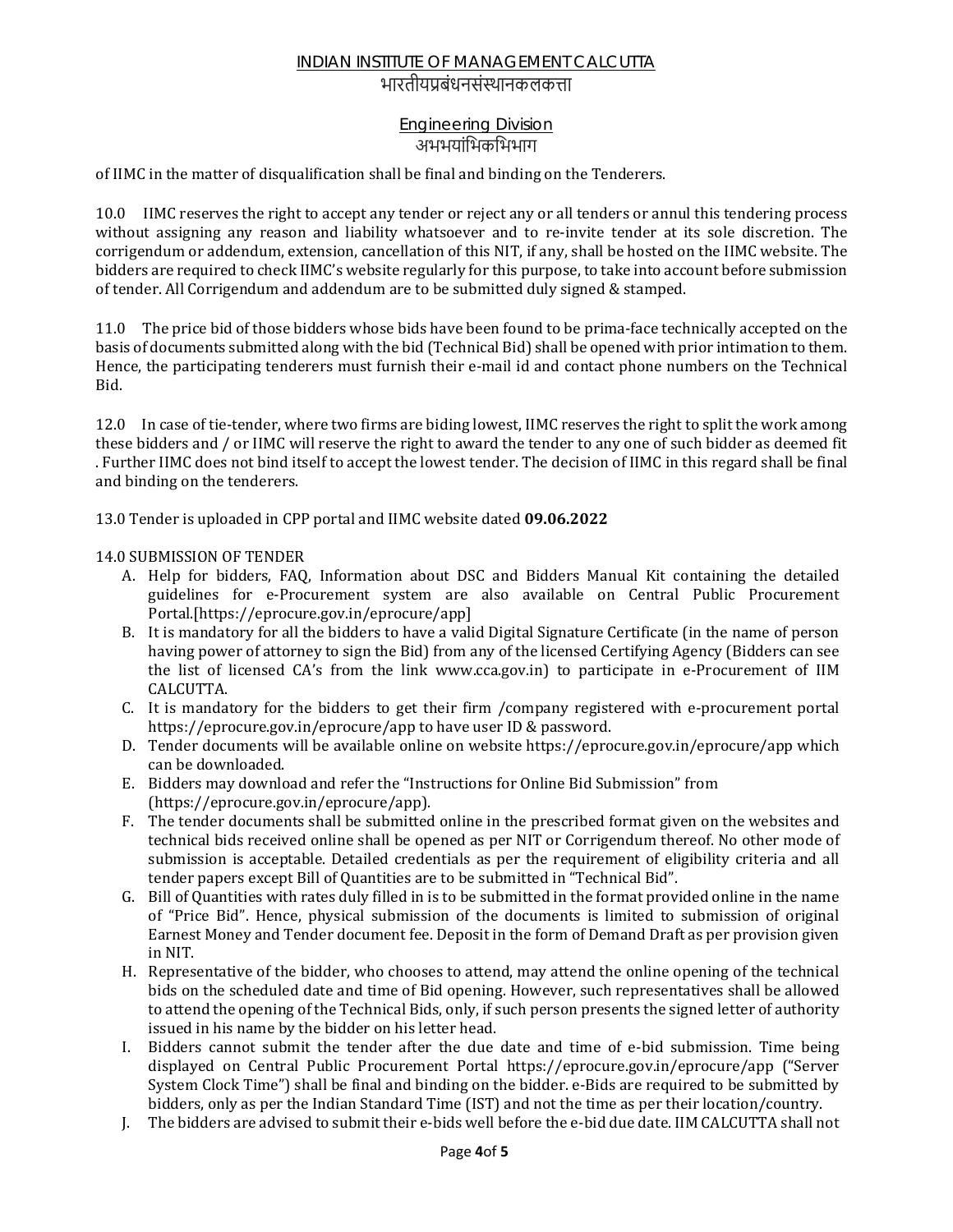of IIMC in the matter of disqualification shall be final and binding on the Tenderers.

10.0 IIMC reserves the right to accept any tender or reject any or all tenders or annul this tendering process without assigning any reason and liability whatsoever and to re-invite tender at its sole discretion. The corrigendum or addendum, extension, cancellation of this NIT, if any, shall be hosted on the IIMC website. The bidders are required to check IIMC's website regularly for this purpose, to take into account before submission of tender. All Corrigendum and addendum are to be submitted duly signed & stamped.

11.0 The price bid of those bidders whose bids have been found to be prima-face technically accepted on the basis of documents submitted along with the bid (Technical Bid) shall be opened with prior intimation to them. Hence, the participating tenderers must furnish their e-mail id and contact phone numbers on the Technical Bid.

12.0 In case of tie-tender, where two firms are biding lowest, IIMC reserves the right to split the work among these bidders and / or IIMC will reserve the right to award the tender to any one of such bidder as deemed fit . Further IIMC does not bind itself to accept the lowest tender. The decision of IIMC in this regard shall be final and binding on the tenderers.

13.0 Tender is uploaded in CPP portal and IIMC website dated **09.06.2022**

14.0 SUBMISSION OF TENDER

A. Help for bidders, FAQ, Information about DSC and Bidders Manual Kit containing the detailed guidelines for e-Procurement system are also available on Central Public Procurement Portal.[https://eprocure.gov.in/eprocure/app]
B. It is mandatory for all the bidders to have a valid Digital Signature Certificate (in the name of person having power of attorney to sign the Bid) from any of the licensed Certifying Agency (Bidders can see the list of licensed CA's from the link www.cca.gov.in) to participate in e-Procurement of IIM CALCUTTA.
C. It is mandatory for the bidders to get their firm /company registered with e-procurement portal https://eprocure.gov.in/eprocure/app to have user ID & password.
D. Tender documents will be available online on website https://eprocure.gov.in/eprocure/app which can be downloaded.
E. Bidders may download and refer the "Instructions for Online Bid Submission" from (https://eprocure.gov.in/eprocure/app).
F. The tender documents shall be submitted online in the prescribed format given on the websites and technical bids received online shall be opened as per NIT or Corrigendum thereof. No other mode of submission is acceptable. Detailed credentials as per the requirement of eligibility criteria and all tender papers except Bill of Quantities are to be submitted in "Technical Bid".
G. Bill of Quantities with rates duly filled in is to be submitted in the format provided online in the name of "Price Bid". Hence, physical submission of the documents is limited to submission of original Earnest Money and Tender document fee. Deposit in the form of Demand Draft as per provision given in NIT.
H. Representative of the bidder, who chooses to attend, may attend the online opening of the technical bids on the scheduled date and time of Bid opening. However, such representatives shall be allowed to attend the opening of the Technical Bids, only, if such person presents the signed letter of authority issued in his name by the bidder on his letter head.
I. Bidders cannot submit the tender after the due date and time of e-bid submission. Time being displayed on Central Public Procurement Portal https://eprocure.gov.in/eprocure/app ("Server System Clock Time") shall be final and binding on the bidder. e-Bids are required to be submitted by bidders, only as per the Indian Standard Time (IST) and not the time as per their location/country.
J. The bidders are advised to submit their e-bids well before the e-bid due date. IIM CALCUTTA shall not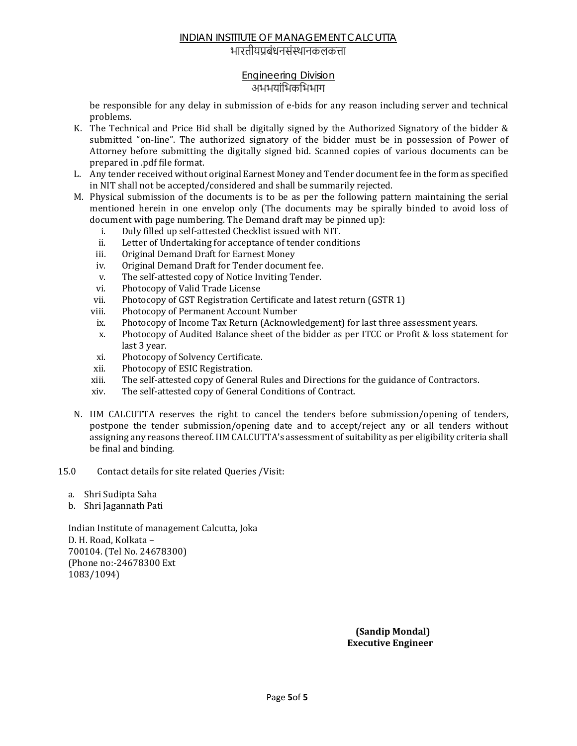be responsible for any delay in submission of e-bids for any reason including server and technical problems.

K. The Technical and Price Bid shall be digitally signed by the Authorized Signatory of the bidder & submitted "on-line". The authorized signatory of the bidder must be in possession of Power of Attorney before submitting the digitally signed bid. Scanned copies of various documents can be prepared in .pdf file format.

L. Any tender received without original Earnest Money and Tender document fee in the form as specified in NIT shall not be accepted/considered and shall be summarily rejected.

M. Physical submission of the documents is to be as per the following pattern maintaining the serial mentioned herein in one envelop only (The documents may be spirally binded to avoid loss of document with page numbering. The Demand draft may be pinned up):

   i. Duly filled up self-attested Checklist issued with NIT.
   ii. Letter of Undertaking for acceptance of tender conditions
   iii. Original Demand Draft for Earnest Money
   iv. Original Demand Draft for Tender document fee.
   v. The self-attested copy of Notice Inviting Tender.
   vi. Photocopy of Valid Trade License
   vii. Photocopy of GST Registration Certificate and latest return (GSTR 1)
   viii. Photocopy of Permanent Account Number
   ix. Photocopy of Income Tax Return (Acknowledgement) for last three assessment years.
   x. Photocopy of Audited Balance sheet of the bidder as per ITCC or Profit & loss statement for last 3 year.
   xi. Photocopy of Solvency Certificate.
   xii. Photocopy of ESIC Registration.
   xiii. The self-attested copy of General Rules and Directions for the guidance of Contractors.
   xiv. The self-attested copy of General Conditions of Contract.

N. IIM CALCUTTA reserves the right to cancel the tenders before submission/opening of tenders, postpone the tender submission/opening date and to accept/reject any or all tenders without assigning any reasons thereof. IIM CALCUTTA's assessment of suitability as per eligibility criteria shall be final and binding.

15.0 Contact details for site related Queries /Visit:

a. Shri Sudipta Saha
b. Shri Jagannath Pati

Indian Institute of management Calcutta, Joka
D. H. Road, Kolkata –
700104. (Tel No. 24678300)
(Phone no:-24678300 Ext
1083/1094)

**(Sandip Mondal)**
**Executive Engineer**